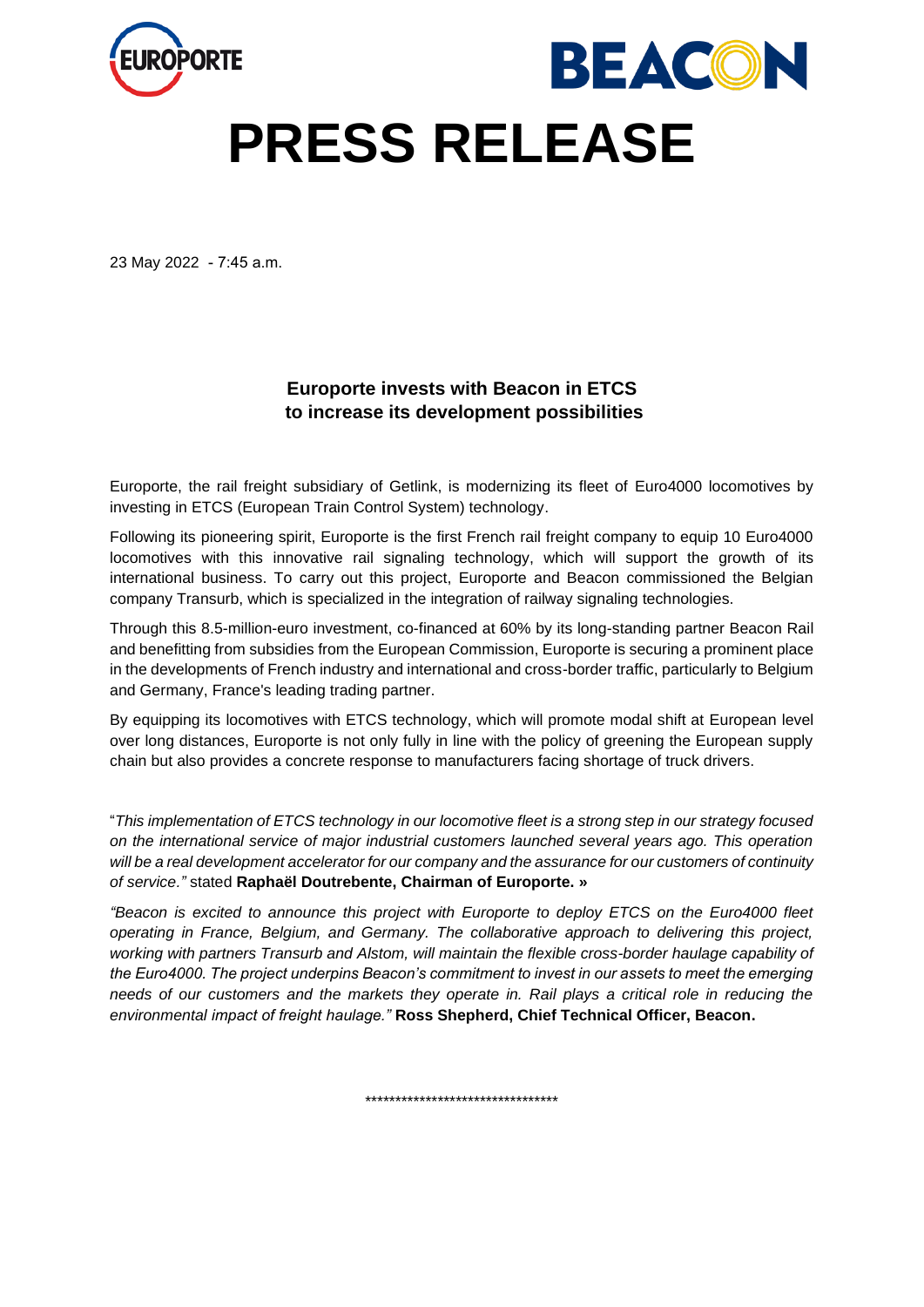# PRESS RELEASE

23 May 2022 - 7:45 a.m.

## Europorte invests with Beacon in ETCS to increase its development possibilities

Europorte, the rail freight subsidiary of Getlink, is modernizing its fleet of Euro4000 locomotives by investing in ETCS (European Train Control System) technology.

Following its pioneering spirit, Europorte is the first French rail freight company to equip 10 Euro4000 locomotives with this innovative rail signaling technology, which will support the growth of its international business. To carry out this project, Europorte and Beacon commissioned the Belgian company Transurb, which is specialized in the integration of railway signaling technologies.

Through this 8.5-million-euro investment, co-financed at 60% by its long-standing partner Beacon Rail and benefitting from subsidies from the European Commission, Europorte is securing a prominent place in the developments of French industry and international and cross-border traffic, particularly to Belgium and Germany, France's leading trading partner.

By equipping its locomotives with ETCS technology, which will promote modal shift at European level over long distances, Europorte is not only fully in line with the policy of greening the European supply chain but also provides a concrete response to manufacturers facing shortage of truck drivers.

"*This implementation of ETCS technology in our locomotive fleet is a strong step in our strategy focused on the international service of major industrial customers launched several years ago. This operation will be a real development accelerator for our company and the assurance for our customers of continuity of service."* stated **Raphaël Doutrebente, Chairman of Europorte. »**

*"Beacon is excited to announce this project with Europorte to deploy ETCS on the Euro4000 fleet operating in France, Belgium, and Germany. The collaborative approach to delivering this project, working with partners Transurb and Alstom, will maintain the flexible cross-border haulage capability of the Euro4000. The project underpins Beacon's commitment to invest in our assets to meet the emerging needs of our customers and the markets they operate in. Rail plays a critical role in reducing the environmental impact of freight haulage."* **Ross Shepherd, Chief Technical Officer, Beacon.**

*********************************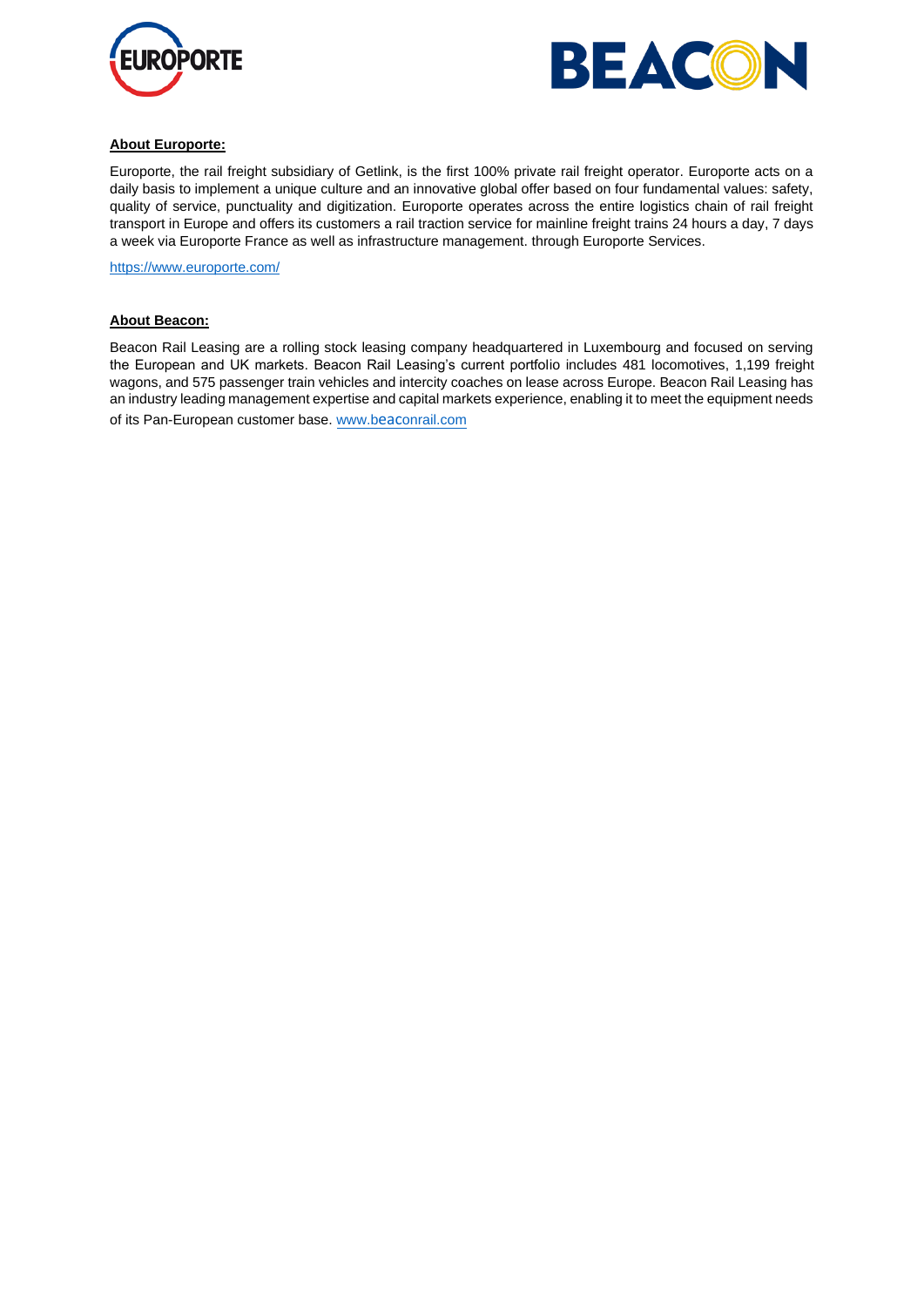**About Europorte:**

Europorte, the rail freight subsidiary of Getlink, is the first 100% private rail freight operator. Europorte acts on a daily basis to implement a unique culture and an innovative global offer based on four fundamental values: safety, quality of service, punctuality and digitization. Europorte operates across the entire logistics chain of rail freight transport in Europe and offers its customers a rail traction service for mainline freight trains 24 hours a day, 7 days a week via Europorte France as well as infrastructure management. through Europorte Services.

https://www.europorte.com/

**About Beacon:**

Beacon Rail Leasing are a rolling stock leasing company headquartered in Luxembourg and focused on serving the European and UK markets. Beacon Rail Leasing's current portfolio includes 481 locomotives, 1,199 freight wagons, and 575 passenger train vehicles and intercity coaches on lease across Europe. Beacon Rail Leasing has an industry leading management expertise and capital markets experience, enabling it to meet the equipment needs of its Pan-European customer base. www.beaconrail.com